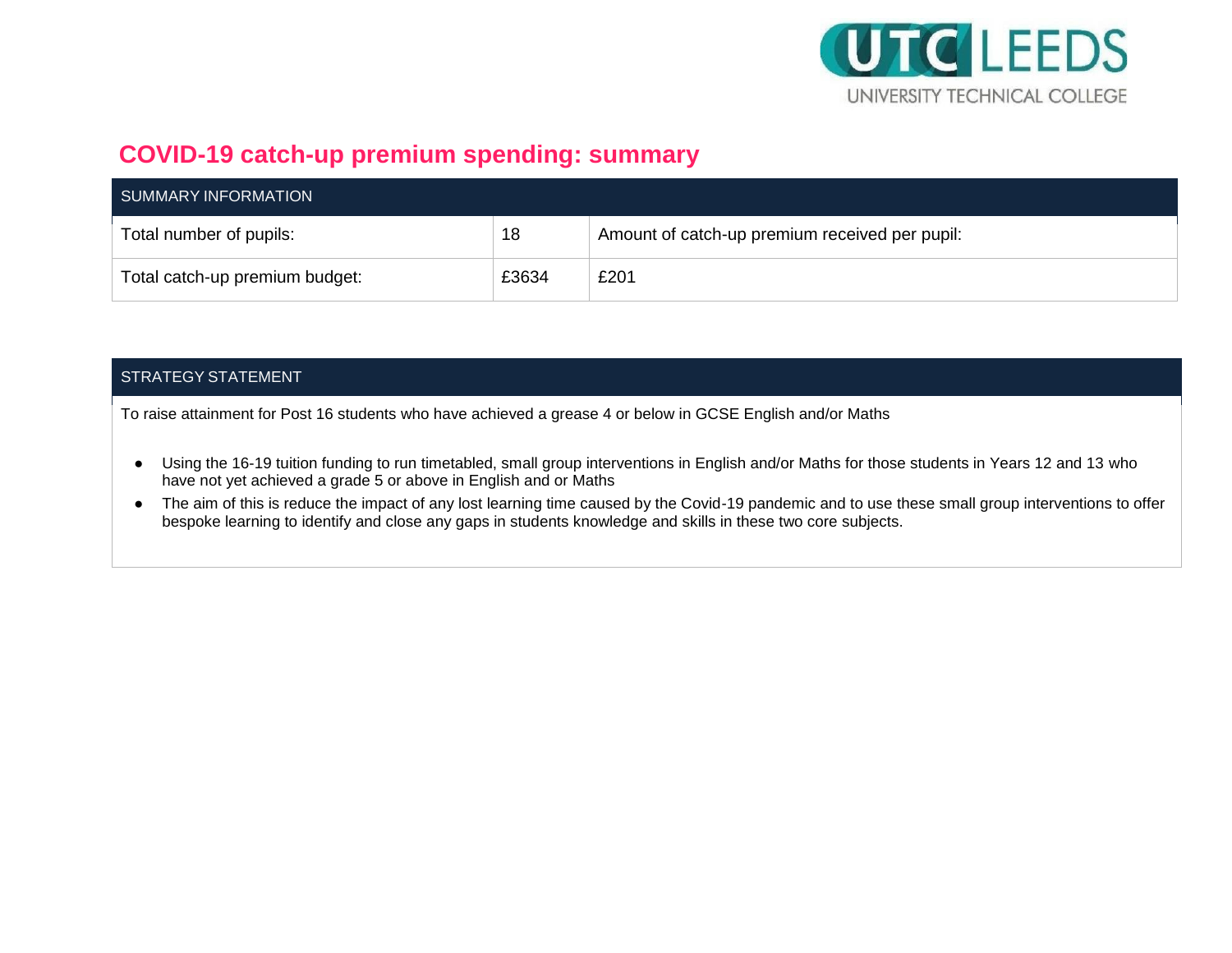UTC LEEDS
UNIVERSITY TECHNICAL COLLEGE

# COVID-19 catch-up premium spending: summary

| SUMMARY INFORMATION | | |
|---|---|---|
| Total number of pupils: | 18 | Amount of catch-up premium received per pupil: |
| Total catch-up premium budget: | £3634 | £201 |

| STRATEGY STATEMENT |
|---|

To raise attainment for Post 16 students who have achieved a grease 4 or below in GCSE English and/or Maths

- Using the 16-19 tuition funding to run timetabled, small group interventions in English and/or Maths for those students in Years 12 and 13 who have not yet achieved a grade 5 or above in English and or Maths
- The aim of this is reduce the impact of any lost learning time caused by the Covid-19 pandemic and to use these small group interventions to offer bespoke learning to identify and close any gaps in students knowledge and skills in these two core subjects.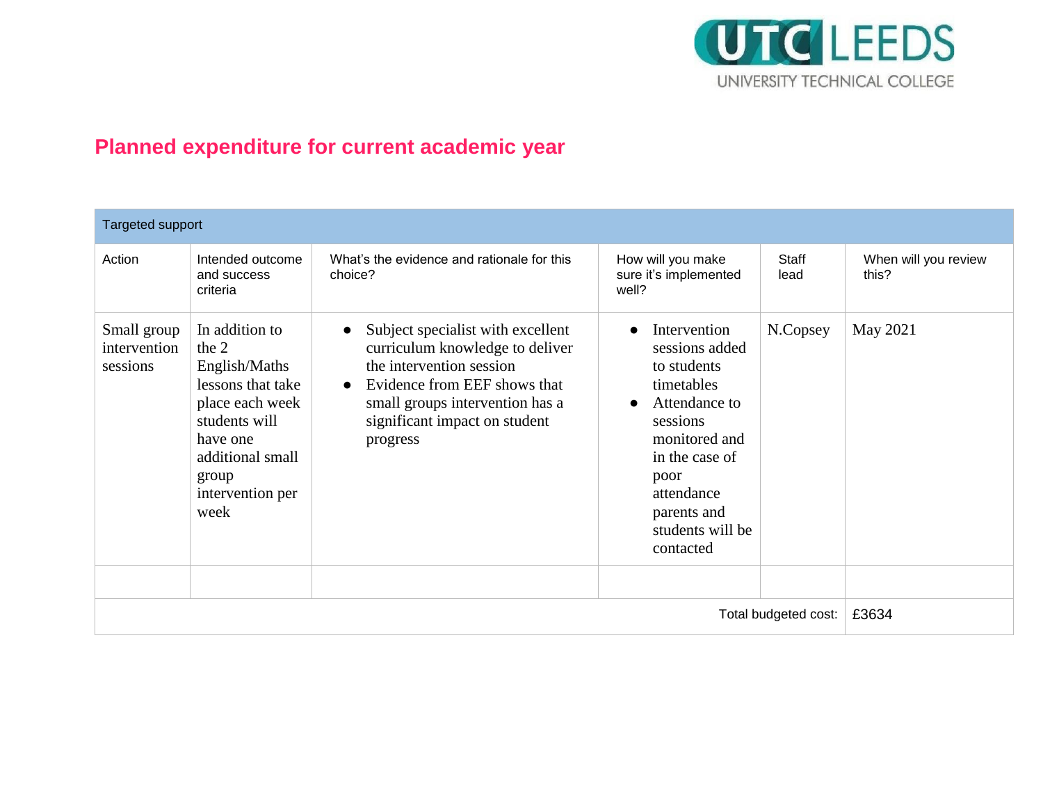## Planned expenditure for current academic year

| Targeted support | | | | | |
|---|---|---|---|---|---|
| Action | Intended outcome and success criteria | What's the evidence and rationale for this choice? | How will you make sure it's implemented well? | Staff lead | When will you review this? |
| Small group intervention sessions | In addition to the 2 English/Maths lessons that take place each week students will have one additional small group intervention per week | • Subject specialist with excellent curriculum knowledge to deliver the intervention session<br>• Evidence from EEF shows that small groups intervention has a significant impact on student progress | • Intervention sessions added to students timetables<br>• Attendance to sessions monitored and in the case of poor attendance parents and students will be contacted | N.Copsey | May 2021 |
| | | | | | |
| | | | | Total budgeted cost: | £3634 |